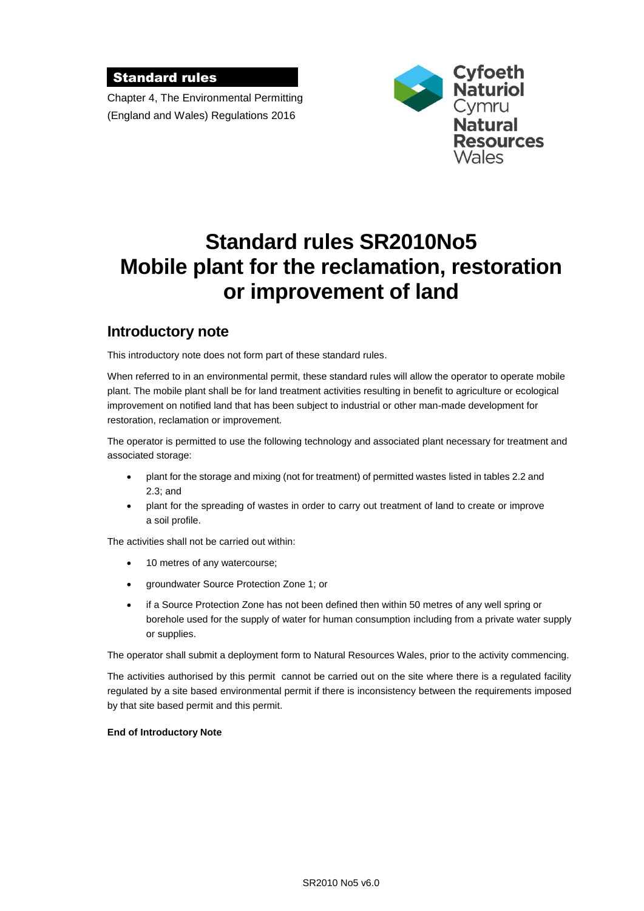**Standard rules**

Chapter 4, The Environmental Permitting (England and Wales) Regulations 2016

Cyfoeth Naturiol Cymru
Natural Resources Wales

# Standard rules SR2010No5 Mobile plant for the reclamation, restoration or improvement of land

## Introductory note

This introductory note does not form part of these standard rules.

When referred to in an environmental permit, these standard rules will allow the operator to operate mobile plant. The mobile plant shall be for land treatment activities resulting in benefit to agriculture or ecological improvement on notified land that has been subject to industrial or other man-made development for restoration, reclamation or improvement.

The operator is permitted to use the following technology and associated plant necessary for treatment and associated storage:

- plant for the storage and mixing (not for treatment) of permitted wastes listed in tables 2.2 and 2.3; and
- plant for the spreading of wastes in order to carry out treatment of land to create or improve a soil profile.

The activities shall not be carried out within:

- 10 metres of any watercourse;
- groundwater Source Protection Zone 1; or
- if a Source Protection Zone has not been defined then within 50 metres of any well spring or borehole used for the supply of water for human consumption including from a private water supply or supplies.

The operator shall submit a deployment form to Natural Resources Wales, prior to the activity commencing.

The activities authorised by this permit cannot be carried out on the site where there is a regulated facility regulated by a site based environmental permit if there is inconsistency between the requirements imposed by that site based permit and this permit.

**End of Introductory Note**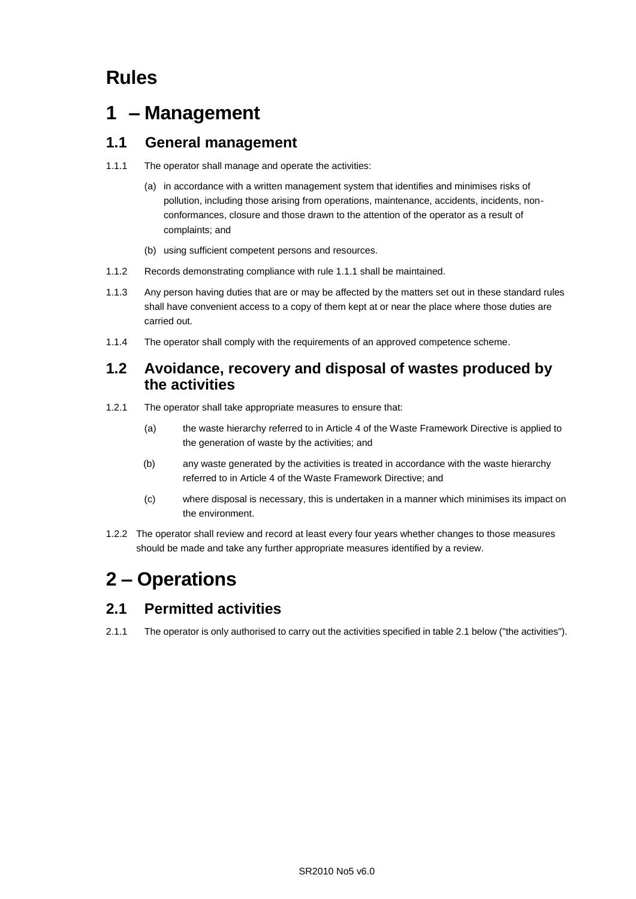# Rules

# 1 – Management

## 1.1 General management

1.1.1 The operator shall manage and operate the activities:

(a) in accordance with a written management system that identifies and minimises risks of pollution, including those arising from operations, maintenance, accidents, incidents, non-conformances, closure and those drawn to the attention of the operator as a result of complaints; and

(b) using sufficient competent persons and resources.

1.1.2 Records demonstrating compliance with rule 1.1.1 shall be maintained.

1.1.3 Any person having duties that are or may be affected by the matters set out in these standard rules shall have convenient access to a copy of them kept at or near the place where those duties are carried out.

1.1.4 The operator shall comply with the requirements of an approved competence scheme.

## 1.2 Avoidance, recovery and disposal of wastes produced by the activities

1.2.1 The operator shall take appropriate measures to ensure that:

(a) the waste hierarchy referred to in Article 4 of the Waste Framework Directive is applied to the generation of waste by the activities; and

(b) any waste generated by the activities is treated in accordance with the waste hierarchy referred to in Article 4 of the Waste Framework Directive; and

(c) where disposal is necessary, this is undertaken in a manner which minimises its impact on the environment.

1.2.2 The operator shall review and record at least every four years whether changes to those measures should be made and take any further appropriate measures identified by a review.

# 2 – Operations

## 2.1 Permitted activities

2.1.1 The operator is only authorised to carry out the activities specified in table 2.1 below ("the activities").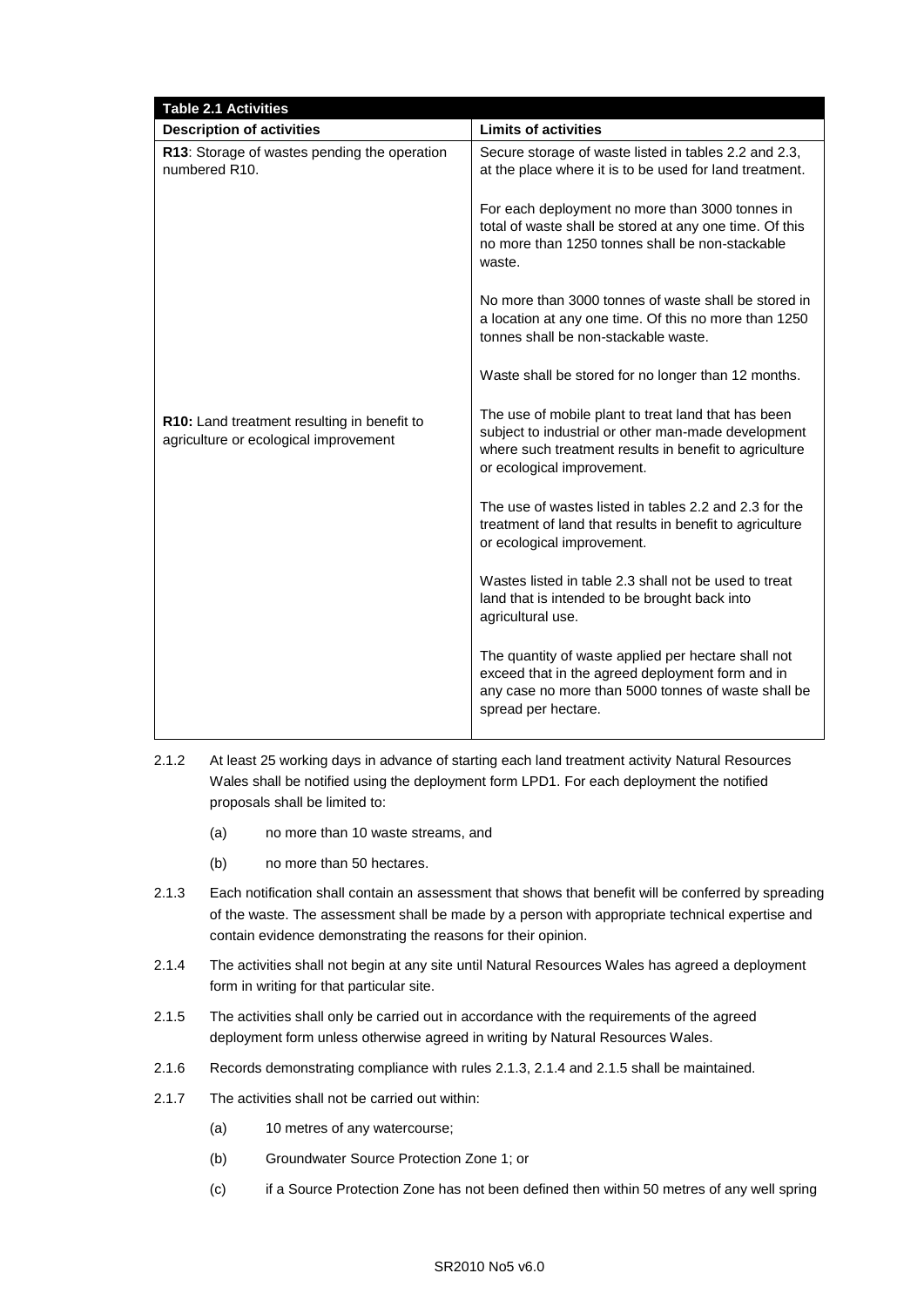| Table 2.1 Activities | |
|---|---|
| **Description of activities** | **Limits of activities** |
| **R13**: Storage of wastes pending the operation numbered R10. | Secure storage of waste listed in tables 2.2 and 2.3, at the place where it is to be used for land treatment.<br><br>For each deployment no more than 3000 tonnes in total of waste shall be stored at any one time. Of this no more than 1250 tonnes shall be non-stackable waste.<br><br>No more than 3000 tonnes of waste shall be stored in a location at any one time. Of this no more than 1250 tonnes shall be non-stackable waste.<br><br>Waste shall be stored for no longer than 12 months. |
| **R10:** Land treatment resulting in benefit to agriculture or ecological improvement | The use of mobile plant to treat land that has been subject to industrial or other man-made development where such treatment results in benefit to agriculture or ecological improvement.<br><br>The use of wastes listed in tables 2.2 and 2.3 for the treatment of land that results in benefit to agriculture or ecological improvement.<br><br>Wastes listed in table 2.3 shall not be used to treat land that is intended to be brought back into agricultural use.<br><br>The quantity of waste applied per hectare shall not exceed that in the agreed deployment form and in any case no more than 5000 tonnes of waste shall be spread per hectare. |

2.1.2 At least 25 working days in advance of starting each land treatment activity Natural Resources Wales shall be notified using the deployment form LPD1. For each deployment the notified proposals shall be limited to:

(a) no more than 10 waste streams, and

(b) no more than 50 hectares.

2.1.3 Each notification shall contain an assessment that shows that benefit will be conferred by spreading of the waste. The assessment shall be made by a person with appropriate technical expertise and contain evidence demonstrating the reasons for their opinion.

2.1.4 The activities shall not begin at any site until Natural Resources Wales has agreed a deployment form in writing for that particular site.

2.1.5 The activities shall only be carried out in accordance with the requirements of the agreed deployment form unless otherwise agreed in writing by Natural Resources Wales.

2.1.6 Records demonstrating compliance with rules 2.1.3, 2.1.4 and 2.1.5 shall be maintained.

2.1.7 The activities shall not be carried out within:

(a) 10 metres of any watercourse;

(b) Groundwater Source Protection Zone 1; or

(c) if a Source Protection Zone has not been defined then within 50 metres of any well spring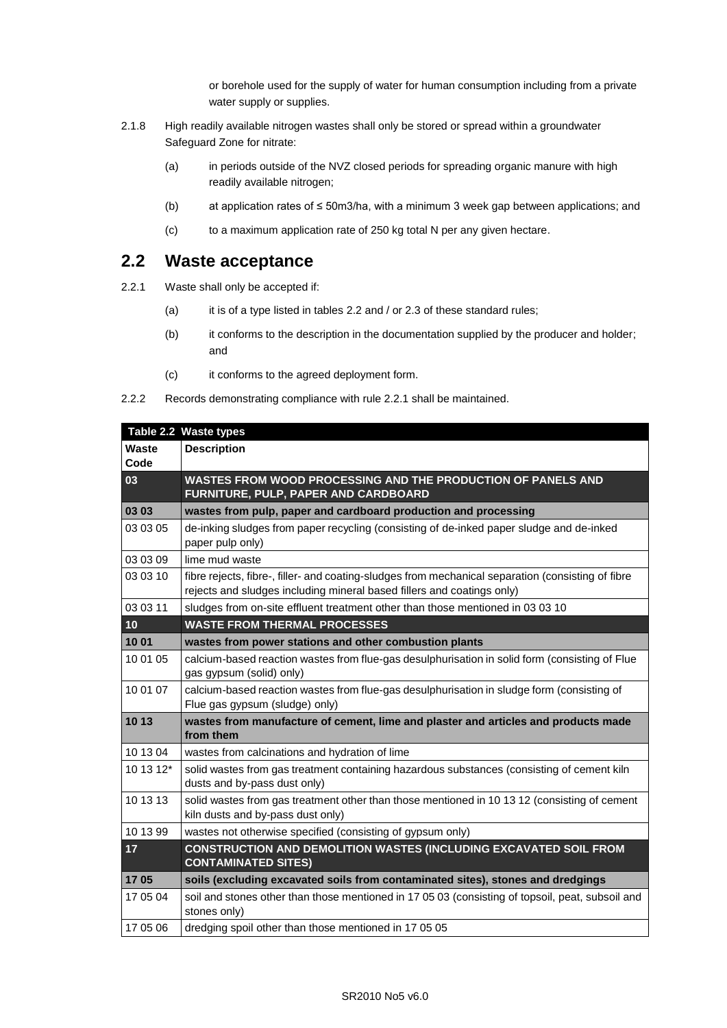or borehole used for the supply of water for human consumption including from a private water supply or supplies.

2.1.8 High readily available nitrogen wastes shall only be stored or spread within a groundwater Safeguard Zone for nitrate:

(a) in periods outside of the NVZ closed periods for spreading organic manure with high readily available nitrogen;

(b) at application rates of ≤ 50m3/ha, with a minimum 3 week gap between applications; and

(c) to a maximum application rate of 250 kg total N per any given hectare.

## 2.2 Waste acceptance

2.2.1 Waste shall only be accepted if:

(a) it is of a type listed in tables 2.2 and / or 2.3 of these standard rules;

(b) it conforms to the description in the documentation supplied by the producer and holder; and

(c) it conforms to the agreed deployment form.

2.2.2 Records demonstrating compliance with rule 2.2.1 shall be maintained.

| Table 2.2 Waste types | |
|---|---|
| **Waste Code** | **Description** |
| **03** | **WASTES FROM WOOD PROCESSING AND THE PRODUCTION OF PANELS AND FURNITURE, PULP, PAPER AND CARDBOARD** |
| **03 03** | **wastes from pulp, paper and cardboard production and processing** |
| 03 03 05 | de-inking sludges from paper recycling (consisting of de-inked paper sludge and de-inked paper pulp only) |
| 03 03 09 | lime mud waste |
| 03 03 10 | fibre rejects, fibre-, filler- and coating-sludges from mechanical separation (consisting of fibre rejects and sludges including mineral based fillers and coatings only) |
| 03 03 11 | sludges from on-site effluent treatment other than those mentioned in 03 03 10 |
| **10** | **WASTE FROM THERMAL PROCESSES** |
| **10 01** | **wastes from power stations and other combustion plants** |
| 10 01 05 | calcium-based reaction wastes from flue-gas desulphurisation in solid form (consisting of Flue gas gypsum (solid) only) |
| 10 01 07 | calcium-based reaction wastes from flue-gas desulphurisation in sludge form (consisting of Flue gas gypsum (sludge) only) |
| **10 13** | **wastes from manufacture of cement, lime and plaster and articles and products made from them** |
| 10 13 04 | wastes from calcinations and hydration of lime |
| 10 13 12* | solid wastes from gas treatment containing hazardous substances (consisting of cement kiln dusts and by-pass dust only) |
| 10 13 13 | solid wastes from gas treatment other than those mentioned in 10 13 12 (consisting of cement kiln dusts and by-pass dust only) |
| 10 13 99 | wastes not otherwise specified (consisting of gypsum only) |
| **17** | **CONSTRUCTION AND DEMOLITION WASTES (INCLUDING EXCAVATED SOIL FROM CONTAMINATED SITES)** |
| **17 05** | **soils (excluding excavated soils from contaminated sites), stones and dredgings** |
| 17 05 04 | soil and stones other than those mentioned in 17 05 03 (consisting of topsoil, peat, subsoil and stones only) |
| 17 05 06 | dredging spoil other than those mentioned in 17 05 05 |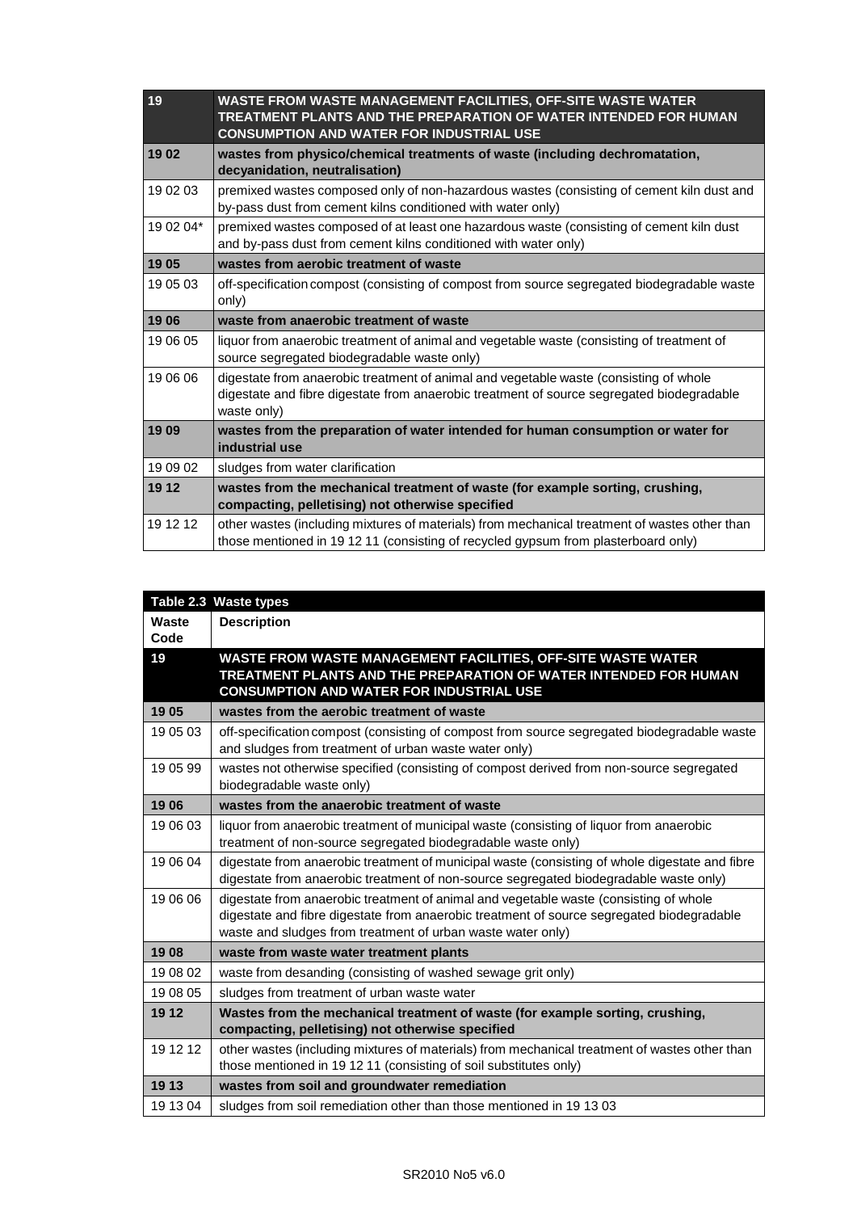| | |
|---|---|
| **19** | **WASTE FROM WASTE MANAGEMENT FACILITIES, OFF-SITE WASTE WATER TREATMENT PLANTS AND THE PREPARATION OF WATER INTENDED FOR HUMAN CONSUMPTION AND WATER FOR INDUSTRIAL USE** |
| **19 02** | **wastes from physico/chemical treatments of waste (including dechromatation, decyanidation, neutralisation)** |
| 19 02 03 | premixed wastes composed only of non-hazardous wastes (consisting of cement kiln dust and by-pass dust from cement kilns conditioned with water only) |
| 19 02 04* | premixed wastes composed of at least one hazardous waste (consisting of cement kiln dust and by-pass dust from cement kilns conditioned with water only) |
| **19 05** | **wastes from aerobic treatment of waste** |
| 19 05 03 | off-specification compost (consisting of compost from source segregated biodegradable waste only) |
| **19 06** | **waste from anaerobic treatment of waste** |
| 19 06 05 | liquor from anaerobic treatment of animal and vegetable waste (consisting of treatment of source segregated biodegradable waste only) |
| 19 06 06 | digestate from anaerobic treatment of animal and vegetable waste (consisting of whole digestate and fibre digestate from anaerobic treatment of source segregated biodegradable waste only) |
| **19 09** | **wastes from the preparation of water intended for human consumption or water for industrial use** |
| 19 09 02 | sludges from water clarification |
| **19 12** | **wastes from the mechanical treatment of waste (for example sorting, crushing, compacting, pelletising) not otherwise specified** |
| 19 12 12 | other wastes (including mixtures of materials) from mechanical treatment of wastes other than those mentioned in 19 12 11 (consisting of recycled gypsum from plasterboard only) |

**Table 2.3 Waste types**

| Waste Code | Description |
|---|---|
| **19** | **WASTE FROM WASTE MANAGEMENT FACILITIES, OFF-SITE WASTE WATER TREATMENT PLANTS AND THE PREPARATION OF WATER INTENDED FOR HUMAN CONSUMPTION AND WATER FOR INDUSTRIAL USE** |
| **19 05** | **wastes from the aerobic treatment of waste** |
| 19 05 03 | off-specification compost (consisting of compost from source segregated biodegradable waste and sludges from treatment of urban waste water only) |
| 19 05 99 | wastes not otherwise specified (consisting of compost derived from non-source segregated biodegradable waste only) |
| **19 06** | **wastes from the anaerobic treatment of waste** |
| 19 06 03 | liquor from anaerobic treatment of municipal waste (consisting of liquor from anaerobic treatment of non-source segregated biodegradable waste only) |
| 19 06 04 | digestate from anaerobic treatment of municipal waste (consisting of whole digestate and fibre digestate from anaerobic treatment of non-source segregated biodegradable waste only) |
| 19 06 06 | digestate from anaerobic treatment of animal and vegetable waste (consisting of whole digestate and fibre digestate from anaerobic treatment of source segregated biodegradable waste and sludges from treatment of urban waste water only) |
| **19 08** | **waste from waste water treatment plants** |
| 19 08 02 | waste from desanding (consisting of washed sewage grit only) |
| 19 08 05 | sludges from treatment of urban waste water |
| **19 12** | **Wastes from the mechanical treatment of waste (for example sorting, crushing, compacting, pelletising) not otherwise specified** |
| 19 12 12 | other wastes (including mixtures of materials) from mechanical treatment of wastes other than those mentioned in 19 12 11 (consisting of soil substitutes only) |
| **19 13** | **wastes from soil and groundwater remediation** |
| 19 13 04 | sludges from soil remediation other than those mentioned in 19 13 03 |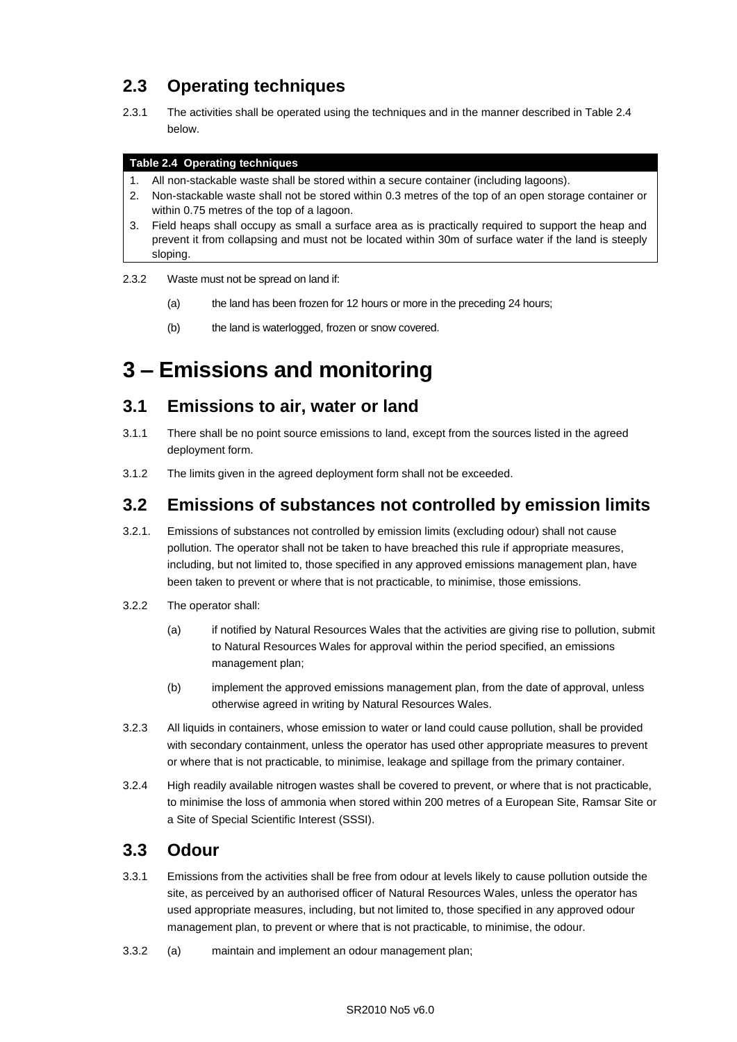## 2.3 Operating techniques

2.3.1 The activities shall be operated using the techniques and in the manner described in Table 2.4 below.

| Table 2.4 Operating techniques |
| --- |
| 1. All non-stackable waste shall be stored within a secure container (including lagoons). |
| 2. Non-stackable waste shall not be stored within 0.3 metres of the top of an open storage container or within 0.75 metres of the top of a lagoon. |
| 3. Field heaps shall occupy as small a surface area as is practically required to support the heap and prevent it from collapsing and must not be located within 30m of surface water if the land is steeply sloping. |

2.3.2 Waste must not be spread on land if:

(a) the land has been frozen for 12 hours or more in the preceding 24 hours;

(b) the land is waterlogged, frozen or snow covered.

# 3 – Emissions and monitoring

## 3.1 Emissions to air, water or land

3.1.1 There shall be no point source emissions to land, except from the sources listed in the agreed deployment form.

3.1.2 The limits given in the agreed deployment form shall not be exceeded.

## 3.2 Emissions of substances not controlled by emission limits

3.2.1. Emissions of substances not controlled by emission limits (excluding odour) shall not cause pollution. The operator shall not be taken to have breached this rule if appropriate measures, including, but not limited to, those specified in any approved emissions management plan, have been taken to prevent or where that is not practicable, to minimise, those emissions.

3.2.2 The operator shall:

(a) if notified by Natural Resources Wales that the activities are giving rise to pollution, submit to Natural Resources Wales for approval within the period specified, an emissions management plan;

(b) implement the approved emissions management plan, from the date of approval, unless otherwise agreed in writing by Natural Resources Wales.

3.2.3 All liquids in containers, whose emission to water or land could cause pollution, shall be provided with secondary containment, unless the operator has used other appropriate measures to prevent or where that is not practicable, to minimise, leakage and spillage from the primary container.

3.2.4 High readily available nitrogen wastes shall be covered to prevent, or where that is not practicable, to minimise the loss of ammonia when stored within 200 metres of a European Site, Ramsar Site or a Site of Special Scientific Interest (SSSI).

## 3.3 Odour

3.3.1 Emissions from the activities shall be free from odour at levels likely to cause pollution outside the site, as perceived by an authorised officer of Natural Resources Wales, unless the operator has used appropriate measures, including, but not limited to, those specified in any approved odour management plan, to prevent or where that is not practicable, to minimise, the odour.

3.3.2 (a) maintain and implement an odour management plan;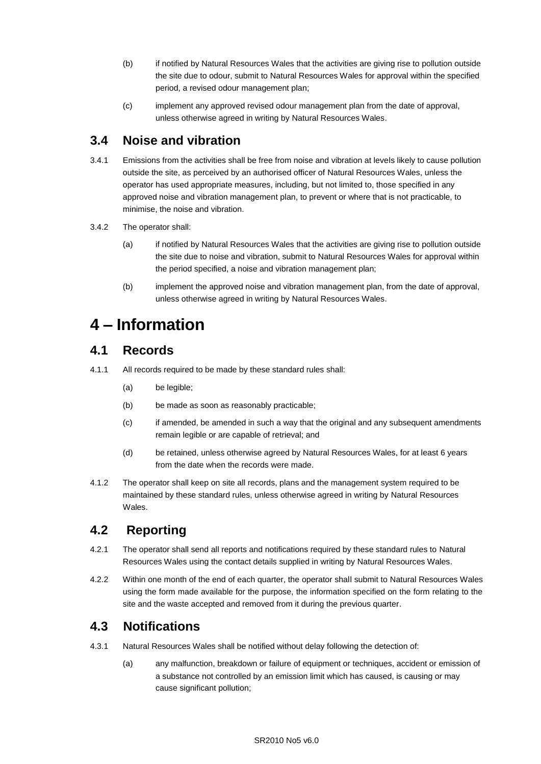(b) if notified by Natural Resources Wales that the activities are giving rise to pollution outside the site due to odour, submit to Natural Resources Wales for approval within the specified period, a revised odour management plan;

(c) implement any approved revised odour management plan from the date of approval, unless otherwise agreed in writing by Natural Resources Wales.

## 3.4 Noise and vibration

3.4.1 Emissions from the activities shall be free from noise and vibration at levels likely to cause pollution outside the site, as perceived by an authorised officer of Natural Resources Wales, unless the operator has used appropriate measures, including, but not limited to, those specified in any approved noise and vibration management plan, to prevent or where that is not practicable, to minimise, the noise and vibration.

3.4.2 The operator shall:

(a) if notified by Natural Resources Wales that the activities are giving rise to pollution outside the site due to noise and vibration, submit to Natural Resources Wales for approval within the period specified, a noise and vibration management plan;

(b) implement the approved noise and vibration management plan, from the date of approval, unless otherwise agreed in writing by Natural Resources Wales.

# 4 – Information

## 4.1 Records

4.1.1 All records required to be made by these standard rules shall:

(a) be legible;

(b) be made as soon as reasonably practicable;

(c) if amended, be amended in such a way that the original and any subsequent amendments remain legible or are capable of retrieval; and

(d) be retained, unless otherwise agreed by Natural Resources Wales, for at least 6 years from the date when the records were made.

4.1.2 The operator shall keep on site all records, plans and the management system required to be maintained by these standard rules, unless otherwise agreed in writing by Natural Resources Wales.

## 4.2 Reporting

4.2.1 The operator shall send all reports and notifications required by these standard rules to Natural Resources Wales using the contact details supplied in writing by Natural Resources Wales.

4.2.2 Within one month of the end of each quarter, the operator shall submit to Natural Resources Wales using the form made available for the purpose, the information specified on the form relating to the site and the waste accepted and removed from it during the previous quarter.

## 4.3 Notifications

4.3.1 Natural Resources Wales shall be notified without delay following the detection of:

(a) any malfunction, breakdown or failure of equipment or techniques, accident or emission of a substance not controlled by an emission limit which has caused, is causing or may cause significant pollution;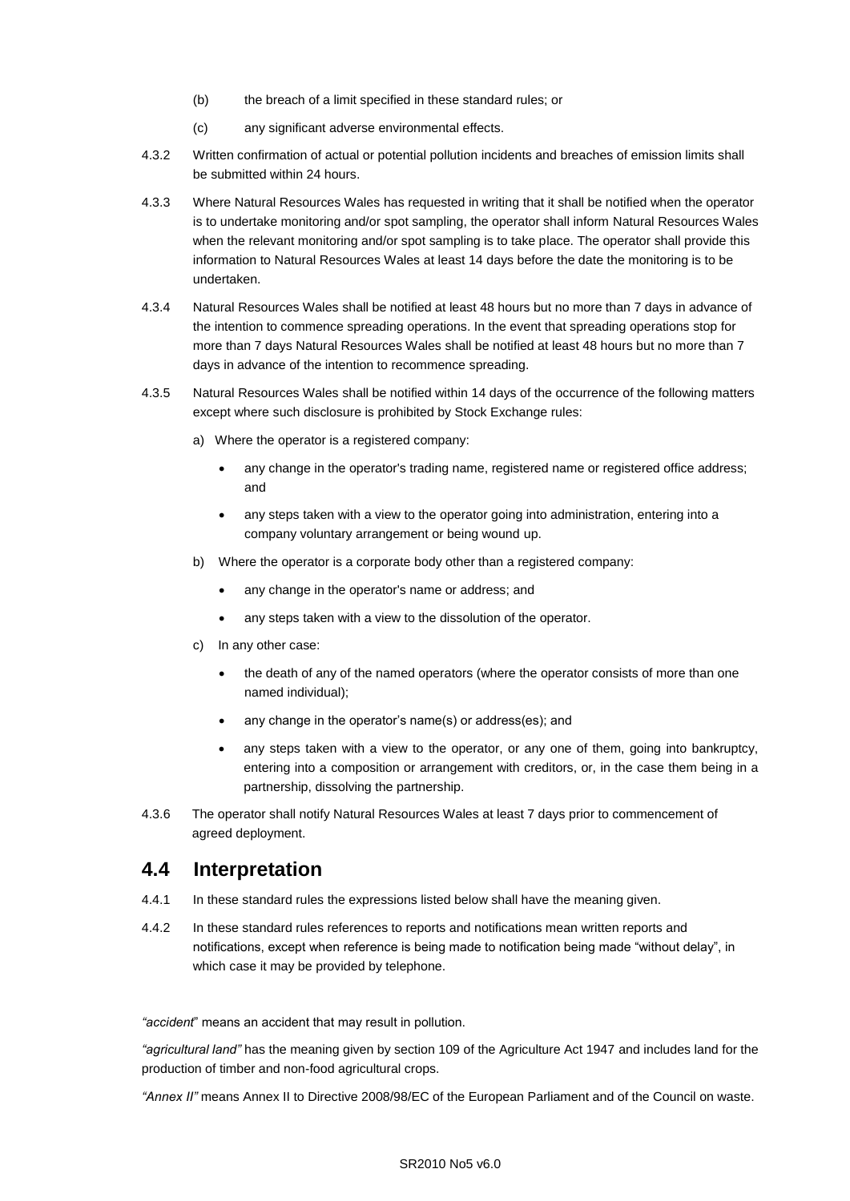(b) the breach of a limit specified in these standard rules; or

(c) any significant adverse environmental effects.

4.3.2 Written confirmation of actual or potential pollution incidents and breaches of emission limits shall be submitted within 24 hours.

4.3.3 Where Natural Resources Wales has requested in writing that it shall be notified when the operator is to undertake monitoring and/or spot sampling, the operator shall inform Natural Resources Wales when the relevant monitoring and/or spot sampling is to take place. The operator shall provide this information to Natural Resources Wales at least 14 days before the date the monitoring is to be undertaken.

4.3.4 Natural Resources Wales shall be notified at least 48 hours but no more than 7 days in advance of the intention to commence spreading operations. In the event that spreading operations stop for more than 7 days Natural Resources Wales shall be notified at least 48 hours but no more than 7 days in advance of the intention to recommence spreading.

4.3.5 Natural Resources Wales shall be notified within 14 days of the occurrence of the following matters except where such disclosure is prohibited by Stock Exchange rules:

a) Where the operator is a registered company:

- any change in the operator's trading name, registered name or registered office address; and
- any steps taken with a view to the operator going into administration, entering into a company voluntary arrangement or being wound up.

b) Where the operator is a corporate body other than a registered company:

- any change in the operator's name or address; and
- any steps taken with a view to the dissolution of the operator.

c) In any other case:

- the death of any of the named operators (where the operator consists of more than one named individual);
- any change in the operator's name(s) or address(es); and
- any steps taken with a view to the operator, or any one of them, going into bankruptcy, entering into a composition or arrangement with creditors, or, in the case them being in a partnership, dissolving the partnership.

4.3.6 The operator shall notify Natural Resources Wales at least 7 days prior to commencement of agreed deployment.

## 4.4 Interpretation

4.4.1 In these standard rules the expressions listed below shall have the meaning given.

4.4.2 In these standard rules references to reports and notifications mean written reports and notifications, except when reference is being made to notification being made "without delay", in which case it may be provided by telephone.

*"accident*" means an accident that may result in pollution.

*"agricultural land"* has the meaning given by section 109 of the Agriculture Act 1947 and includes land for the production of timber and non-food agricultural crops.

*"Annex II"* means Annex II to Directive 2008/98/EC of the European Parliament and of the Council on waste.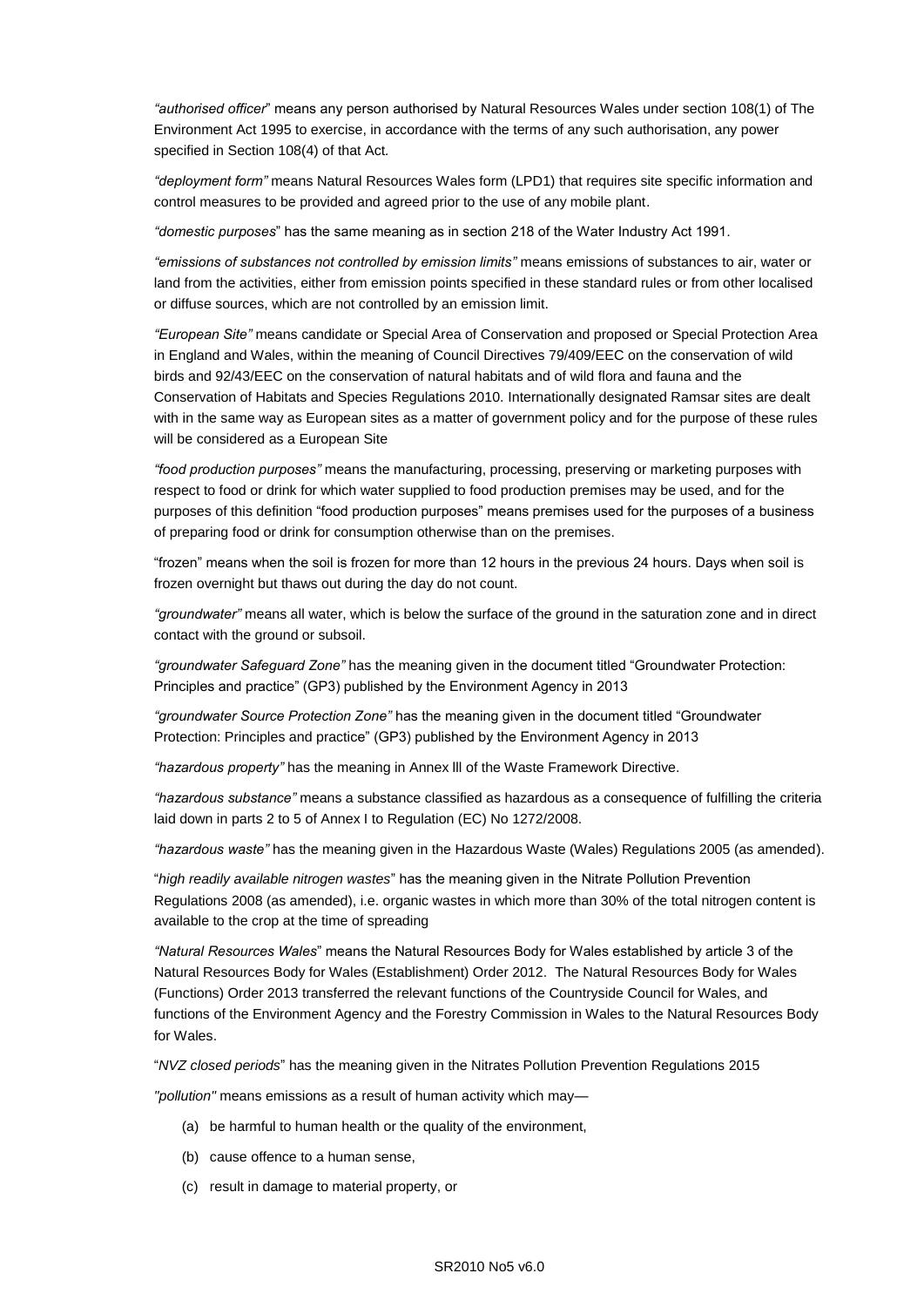*"authorised officer*" means any person authorised by Natural Resources Wales under section 108(1) of The Environment Act 1995 to exercise, in accordance with the terms of any such authorisation, any power specified in Section 108(4) of that Act.

*"deployment form"* means Natural Resources Wales form (LPD1) that requires site specific information and control measures to be provided and agreed prior to the use of any mobile plant.

*"domestic purposes*" has the same meaning as in section 218 of the Water Industry Act 1991.

*"emissions of substances not controlled by emission limits"* means emissions of substances to air, water or land from the activities, either from emission points specified in these standard rules or from other localised or diffuse sources, which are not controlled by an emission limit.

*"European Site"* means candidate or Special Area of Conservation and proposed or Special Protection Area in England and Wales, within the meaning of Council Directives 79/409/EEC on the conservation of wild birds and 92/43/EEC on the conservation of natural habitats and of wild flora and fauna and the Conservation of Habitats and Species Regulations 2010. Internationally designated Ramsar sites are dealt with in the same way as European sites as a matter of government policy and for the purpose of these rules will be considered as a European Site

*"food production purposes"* means the manufacturing, processing, preserving or marketing purposes with respect to food or drink for which water supplied to food production premises may be used, and for the purposes of this definition "food production purposes" means premises used for the purposes of a business of preparing food or drink for consumption otherwise than on the premises.

"frozen" means when the soil is frozen for more than 12 hours in the previous 24 hours. Days when soil is frozen overnight but thaws out during the day do not count.

*"groundwater"* means all water, which is below the surface of the ground in the saturation zone and in direct contact with the ground or subsoil.

*"groundwater Safeguard Zone"* has the meaning given in the document titled "Groundwater Protection: Principles and practice" (GP3) published by the Environment Agency in 2013

*"groundwater Source Protection Zone"* has the meaning given in the document titled "Groundwater Protection: Principles and practice" (GP3) published by the Environment Agency in 2013

*"hazardous property"* has the meaning in Annex lll of the Waste Framework Directive.

*"hazardous substance"* means a substance classified as hazardous as a consequence of fulfilling the criteria laid down in parts 2 to 5 of Annex I to Regulation (EC) No 1272/2008.

*"hazardous waste"* has the meaning given in the Hazardous Waste (Wales) Regulations 2005 (as amended).

"*high readily available nitrogen wastes*" has the meaning given in the Nitrate Pollution Prevention Regulations 2008 (as amended), i.e. organic wastes in which more than 30% of the total nitrogen content is available to the crop at the time of spreading

*"Natural Resources Wales*" means the Natural Resources Body for Wales established by article 3 of the Natural Resources Body for Wales (Establishment) Order 2012. The Natural Resources Body for Wales (Functions) Order 2013 transferred the relevant functions of the Countryside Council for Wales, and functions of the Environment Agency and the Forestry Commission in Wales to the Natural Resources Body for Wales.

"*NVZ closed periods*" has the meaning given in the Nitrates Pollution Prevention Regulations 2015

*"pollution"* means emissions as a result of human activity which may—

(a) be harmful to human health or the quality of the environment,

(b) cause offence to a human sense,

(c) result in damage to material property, or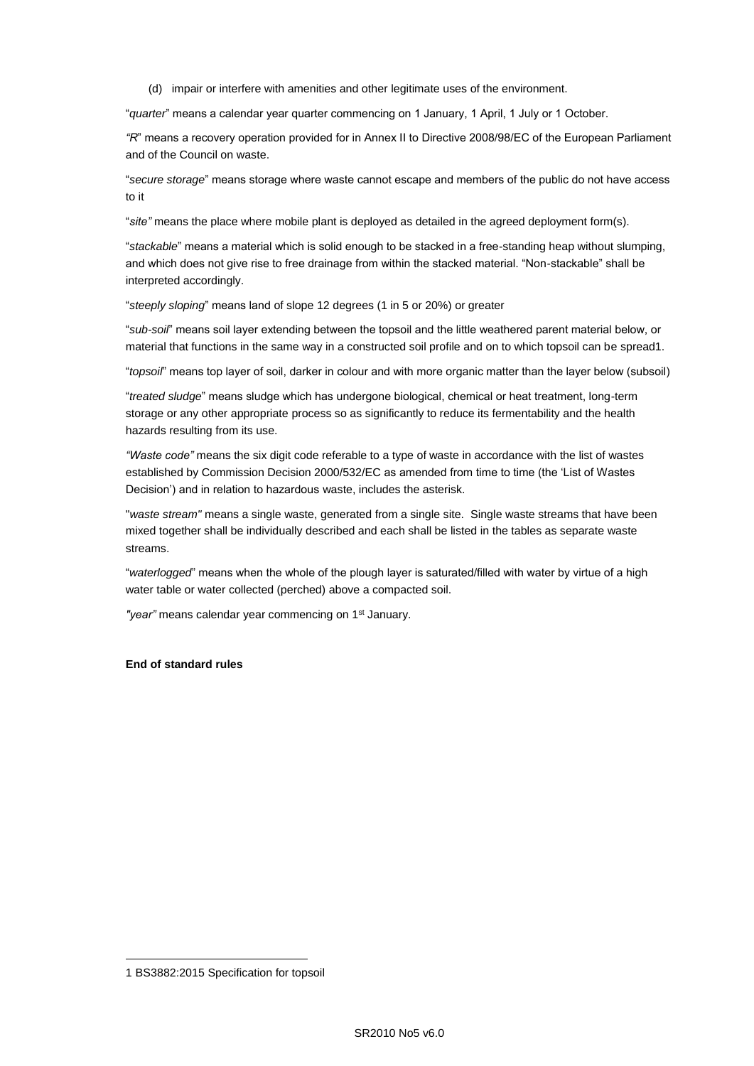(d) impair or interfere with amenities and other legitimate uses of the environment.

"*quarter*" means a calendar year quarter commencing on 1 January, 1 April, 1 July or 1 October.

*"R*" means a recovery operation provided for in Annex II to Directive 2008/98/EC of the European Parliament and of the Council on waste.

"*secure storage*" means storage where waste cannot escape and members of the public do not have access to it

"*site"* means the place where mobile plant is deployed as detailed in the agreed deployment form(s).

"*stackable*" means a material which is solid enough to be stacked in a free-standing heap without slumping, and which does not give rise to free drainage from within the stacked material. "Non-stackable" shall be interpreted accordingly.

"*steeply sloping*" means land of slope 12 degrees (1 in 5 or 20%) or greater

"*sub-soil*" means soil layer extending between the topsoil and the little weathered parent material below, or material that functions in the same way in a constructed soil profile and on to which topsoil can be spread[1].

"*topsoil*" means top layer of soil, darker in colour and with more organic matter than the layer below (subsoil)

"*treated sludge*" means sludge which has undergone biological, chemical or heat treatment, long-term storage or any other appropriate process so as significantly to reduce its fermentability and the health hazards resulting from its use.

*"Waste code"* means the six digit code referable to a type of waste in accordance with the list of wastes established by Commission Decision 2000/532/EC as amended from time to time (the 'List of Wastes Decision') and in relation to hazardous waste, includes the asterisk.

"*waste stream"* means a single waste, generated from a single site. Single waste streams that have been mixed together shall be individually described and each shall be listed in the tables as separate waste streams.

"*waterlogged*" means when the whole of the plough layer is saturated/filled with water by virtue of a high water table or water collected (perched) above a compacted soil.

*"year"* means calendar year commencing on 1st January.

**End of standard rules**

1 BS3882:2015 Specification for topsoil